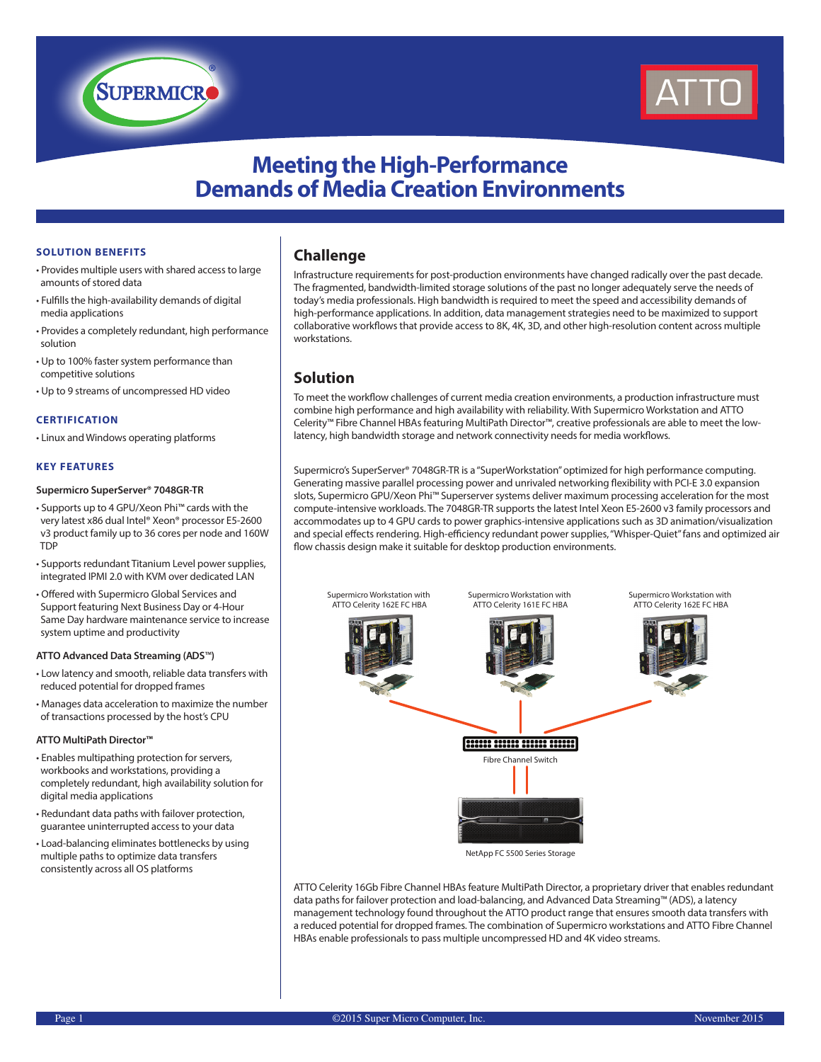# Meeting the High-Performance Demands of Media Creation Environments

## Challenge

Infrastructure requirements for post-production environments have changed radically over the past decade. The fragmented, bandwidth-limited storage solutions of the past no longer adequately serve the needs of today's media professionals. High bandwidth is required to meet the speed and accessibility demands of high-performance applications. In addition, data management strategies need to be maximized to support collaborative workflows that provide access to 8K, 4K, 3D, and other high-resolution content across multiple workstations.

## Solution

To meet the workflow challenges of current media creation environments, a production infrastructure must combine high performance and high availability with reliability. With Supermicro Workstation and ATTO Celerity™ Fibre Channel HBAs featuring MultiPath Director™, creative professionals are able to meet the low-latency, high bandwidth storage and network connectivity needs for media workflows.

Supermicro's SuperServer® 7048GR-TR is a "SuperWorkstation" optimized for high performance computing. Generating massive parallel processing power and unrivaled networking flexibility with PCI-E 3.0 expansion slots, Supermicro GPU/Xeon Phi™ Superserver systems deliver maximum processing acceleration for the most compute-intensive workloads. The 7048GR-TR supports the latest Intel Xeon E5-2600 v3 family processors and accommodates up to 4 GPU cards to power graphics-intensive applications such as 3D animation/visualization and special effects rendering. High-efficiency redundant power supplies, "Whisper-Quiet" fans and optimized air flow chassis design make it suitable for desktop production environments.

Supermicro Workstation with ATTO Celerity 162E FC HBA

Supermicro Workstation with ATTO Celerity 161E FC HBA

Supermicro Workstation with ATTO Celerity 162E FC HBA

Fibre Channel Switch

NetApp FC 5500 Series Storage

ATTO Celerity 16Gb Fibre Channel HBAs feature MultiPath Director, a proprietary driver that enables redundant data paths for failover protection and load-balancing, and Advanced Data Streaming™ (ADS), a latency management technology found throughout the ATTO product range that ensures smooth data transfers with a reduced potential for dropped frames. The combination of Supermicro workstations and ATTO Fibre Channel HBAs enable professionals to pass multiple uncompressed HD and 4K video streams.

### SOLUTION BENEFITS

- Provides multiple users with shared access to large amounts of stored data
- Fulfills the high-availability demands of digital media applications
- Provides a completely redundant, high performance solution
- Up to 100% faster system performance than competitive solutions
- Up to 9 streams of uncompressed HD video

### CERTIFICATION

- Linux and Windows operating platforms

### KEY FEATURES

**Supermicro SuperServer® 7048GR-TR**

- Supports up to 4 GPU/Xeon Phi™ cards with the very latest x86 dual Intel® Xeon® processor E5-2600 v3 product family up to 36 cores per node and 160W TDP
- Supports redundant Titanium Level power supplies, integrated IPMI 2.0 with KVM over dedicated LAN
- Offered with Supermicro Global Services and Support featuring Next Business Day or 4-Hour Same Day hardware maintenance service to increase system uptime and productivity

**ATTO Advanced Data Streaming (ADS™)**

- Low latency and smooth, reliable data transfers with reduced potential for dropped frames
- Manages data acceleration to maximize the number of transactions processed by the host's CPU

**ATTO MultiPath Director™**

- Enables multipathing protection for servers, workbooks and workstations, providing a completely redundant, high availability solution for digital media applications
- Redundant data paths with failover protection, guarantee uninterrupted access to your data
- Load-balancing eliminates bottlenecks by using multiple paths to optimize data transfers consistently across all OS platforms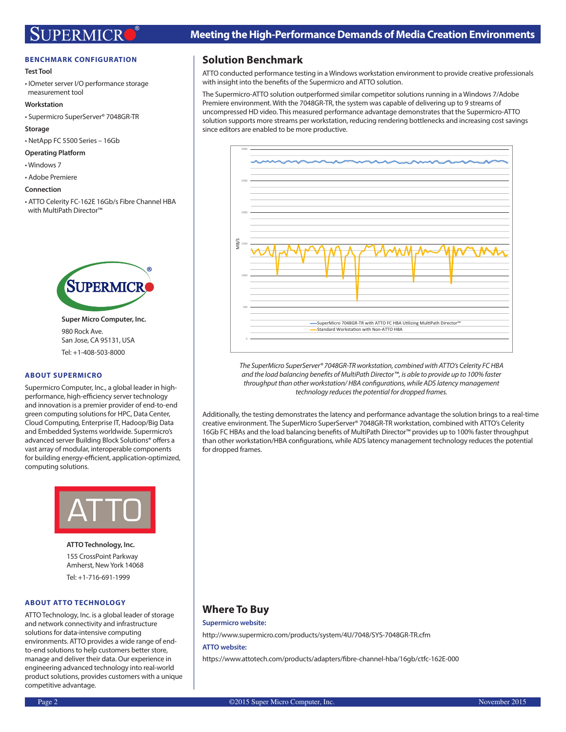## BENCHMARK CONFIGURATION

**Test Tool**

- IOmeter server I/O performance storage measurement tool

**Workstation**

- Supermicro SuperServer® 7048GR-TR

**Storage**

- NetApp FC 5500 Series – 16Gb

**Operating Platform**

- Windows 7
- Adobe Premiere

**Connection**

- ATTO Celerity FC-162E 16Gb/s Fibre Channel HBA with MultiPath Director™

**Super Micro Computer, Inc.**

980 Rock Ave.
San Jose, CA 95131, USA

Tel: +1-408-503-8000

## ABOUT SUPERMICRO

Supermicro Computer, Inc., a global leader in high-performance, high-efficiency server technology and innovation is a premier provider of end-to-end green computing solutions for HPC, Data Center, Cloud Computing, Enterprise IT, Hadoop/Big Data and Embedded Systems worldwide. Supermicro's advanced server Building Block Solutions® offers a vast array of modular, interoperable components for building energy-efficient, application-optimized, computing solutions.

**ATTO Technology, Inc.**

155 CrossPoint Parkway
Amherst, New York 14068

Tel: +1-716-691-1999

## ABOUT ATTO TECHNOLOGY

ATTO Technology, Inc. is a global leader of storage and network connectivity and infrastructure solutions for data-intensive computing environments. ATTO provides a wide range of end-to-end solutions to help customers better store, manage and deliver their data. Our experience in engineering advanced technology into real-world product solutions, provides customers with a unique competitive advantage.

## Solution Benchmark

ATTO conducted performance testing in a Windows workstation environment to provide creative professionals with insight into the benefits of the Supermicro and ATTO solution.

The Supermicro-ATTO solution outperformed similar competitor solutions running in a Windows 7/Adobe Premiere environment. With the 7048GR-TR, the system was capable of delivering up to 9 streams of uncompressed HD video. This measured performance advantage demonstrates that the Supermicro-ATTO solution supports more streams per workstation, reducing rendering bottlenecks and increasing cost savings since editors are enabled to be more productive.

MB/S

3000
2500
2000
1500
1000
500
0

SuperMicro 7048GR-TR with ATTO FC HBA Utilizing MultiPath Director™
Standard Workstation with Non-ATTO HBA

*The SuperMicro SuperServer® 7048GR-TR workstation, combined with ATTO's Celerity FC HBA and the load balancing benefits of MultiPath Director™, is able to provide up to 100% faster throughput than other workstation/ HBA configurations, while ADS latency management technology reduces the potential for dropped frames.*

Additionally, the testing demonstrates the latency and performance advantage the solution brings to a real-time creative environment. The SuperMicro SuperServer® 7048GR-TR workstation, combined with ATTO's Celerity 16Gb FC HBAs and the load balancing benefits of MultiPath Director™ provides up to 100% faster throughput than other workstation/HBA configurations, while ADS latency management technology reduces the potential for dropped frames.

## Where To Buy

**Supermicro website:**

http://www.supermicro.com/products/system/4U/7048/SYS-7048GR-TR.cfm

**ATTO website:**

https://www.attotech.com/products/adapters/fibre-channel-hba/16gb/ctfc-162E-000